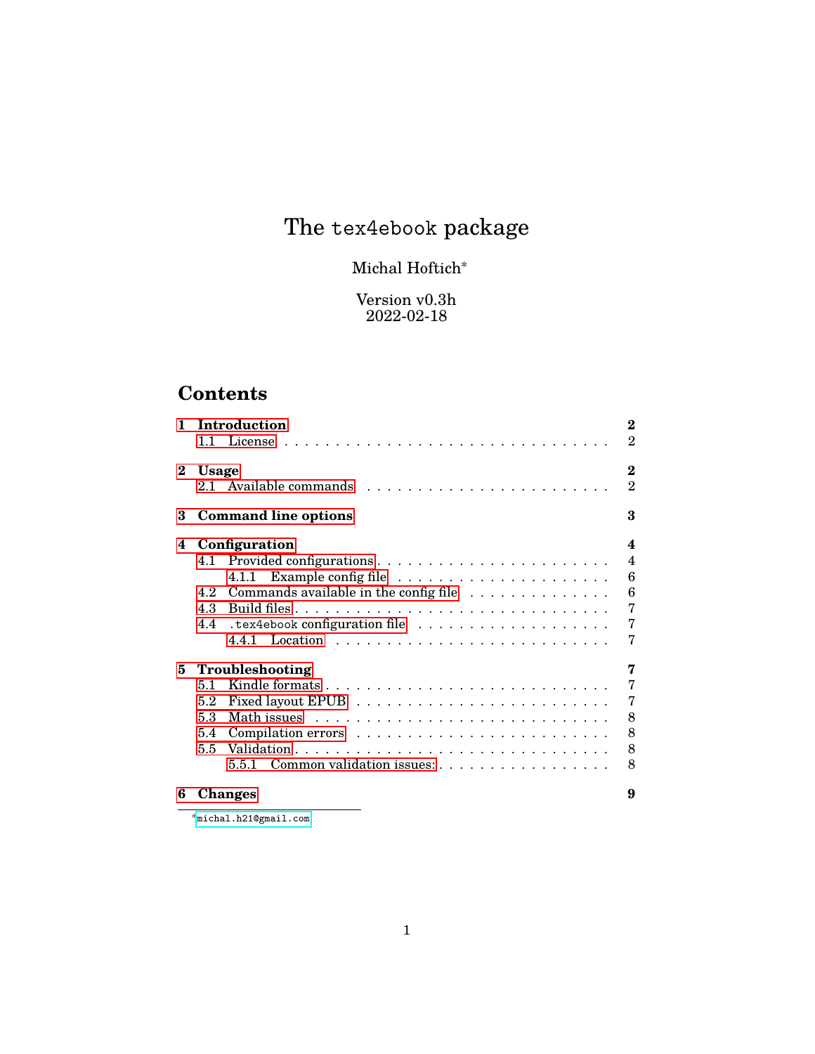# The `tex4ebook` package

Michal Hoftich[*]

Version v0.3h
2022-02-18

## Contents

- 1 Introduction — 2
  - 1.1 License — 2
- 2 Usage — 2
  - 2.1 Available commands — 2
- 3 Command line options — 3
- 4 Configuration — 4
  - 4.1 Provided configurations — 4
    - 4.1.1 Example config file — 6
  - 4.2 Commands available in the config file — 6
  - 4.3 Build files — 7
  - 4.4 `.tex4ebook` configuration file — 7
    - 4.4.1 Location — 7
- 5 Troubleshooting — 7
  - 5.1 Kindle formats — 7
  - 5.2 Fixed layout EPUB — 7
  - 5.3 Math issues — 8
  - 5.4 Compilation errors — 8
  - 5.5 Validation — 8
    - 5.5.1 Common validation issues: — 8
- 6 Changes — 9

[*] `michal.h21@gmail.com`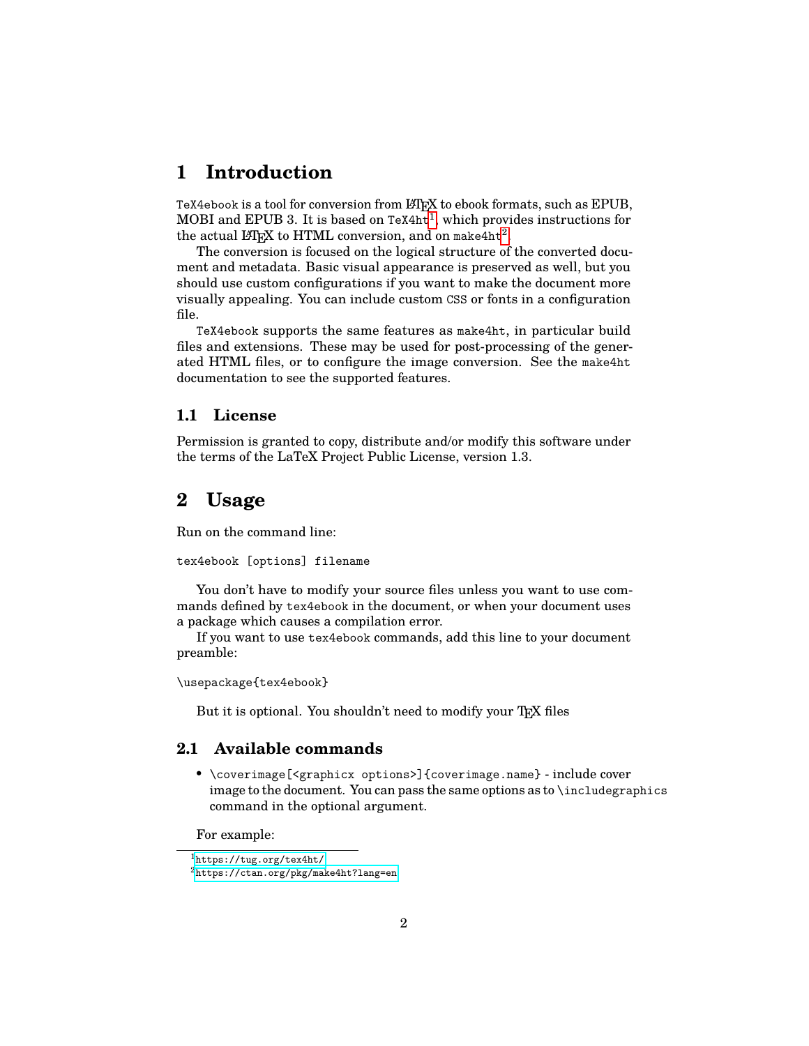# 1 Introduction

`TeX4ebook` is a tool for conversion from LaTeX to ebook formats, such as EPUB, MOBI and EPUB 3. It is based on `TeX4ht`[1], which provides instructions for the actual LaTeX to HTML conversion, and on `make4ht`[2].

The conversion is focused on the logical structure of the converted document and metadata. Basic visual appearance is preserved as well, but you should use custom configurations if you want to make the document more visually appealing. You can include custom CSS or fonts in a configuration file.

`TeX4ebook` supports the same features as `make4ht`, in particular build files and extensions. These may be used for post-processing of the generated HTML files, or to configure the image conversion. See the `make4ht` documentation to see the supported features.

## 1.1 License

Permission is granted to copy, distribute and/or modify this software under the terms of the LaTeX Project Public License, version 1.3.

# 2 Usage

Run on the command line:

```
tex4ebook [options] filename
```

You don't have to modify your source files unless you want to use commands defined by `tex4ebook` in the document, or when your document uses a package which causes a compilation error.

If you want to use `tex4ebook` commands, add this line to your document preamble:

```
\usepackage{tex4ebook}
```

But it is optional. You shouldn't need to modify your TeX files

## 2.1 Available commands

- `\coverimage[<graphicx options>]{coverimage.name}` - include cover image to the document. You can pass the same options as to `\includegraphics` command in the optional argument.

For example:

[1] https://tug.org/tex4ht/

[2] https://ctan.org/pkg/make4ht?lang=en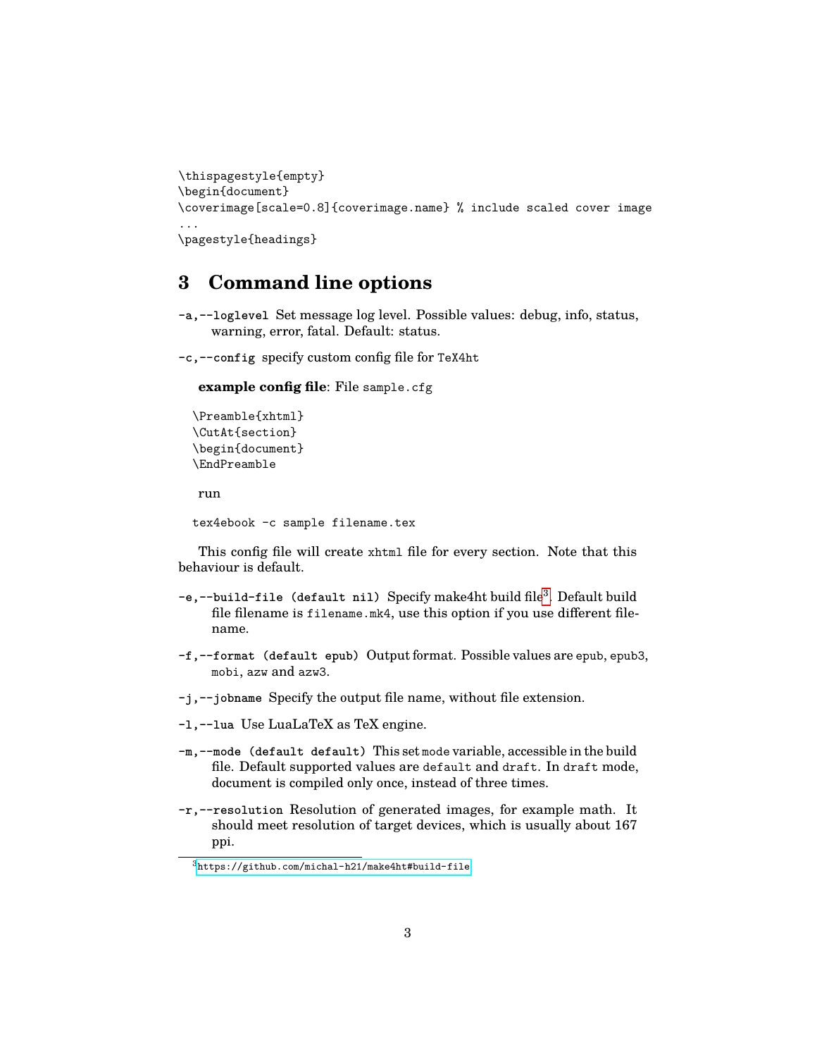```
\thispagestyle{empty}
\begin{document}
\coverimage[scale=0.8]{coverimage.name} % include scaled cover image
...
\pagestyle{headings}
```

## 3 Command line options

**-a,--loglevel** Set message log level. Possible values: debug, info, status, warning, error, fatal. Default: status.

**-c,--config** specify custom config file for `TeX4ht`

**example config file**: File `sample.cfg`

```
\Preamble{xhtml}
\CutAt{section}
\begin{document}
\EndPreamble
```

run

```
tex4ebook -c sample filename.tex
```

This config file will create `xhtml` file for every section. Note that this behaviour is default.

**-e,--build-file (default nil)** Specify make4ht build file[3]. Default build file filename is `filename.mk4`, use this option if you use different filename.

**-f,--format (default epub)** Output format. Possible values are `epub`, `epub3`, `mobi`, `azw` and `azw3`.

**-j,--jobname** Specify the output file name, without file extension.

**-l,--lua** Use LuaLaTeX as TeX engine.

**-m,--mode (default default)** This set `mode` variable, accessible in the build file. Default supported values are `default` and `draft`. In `draft` mode, document is compiled only once, instead of three times.

**-r,--resolution** Resolution of generated images, for example math. It should meet resolution of target devices, which is usually about 167 ppi.

[3] https://github.com/michal-h21/make4ht#build-file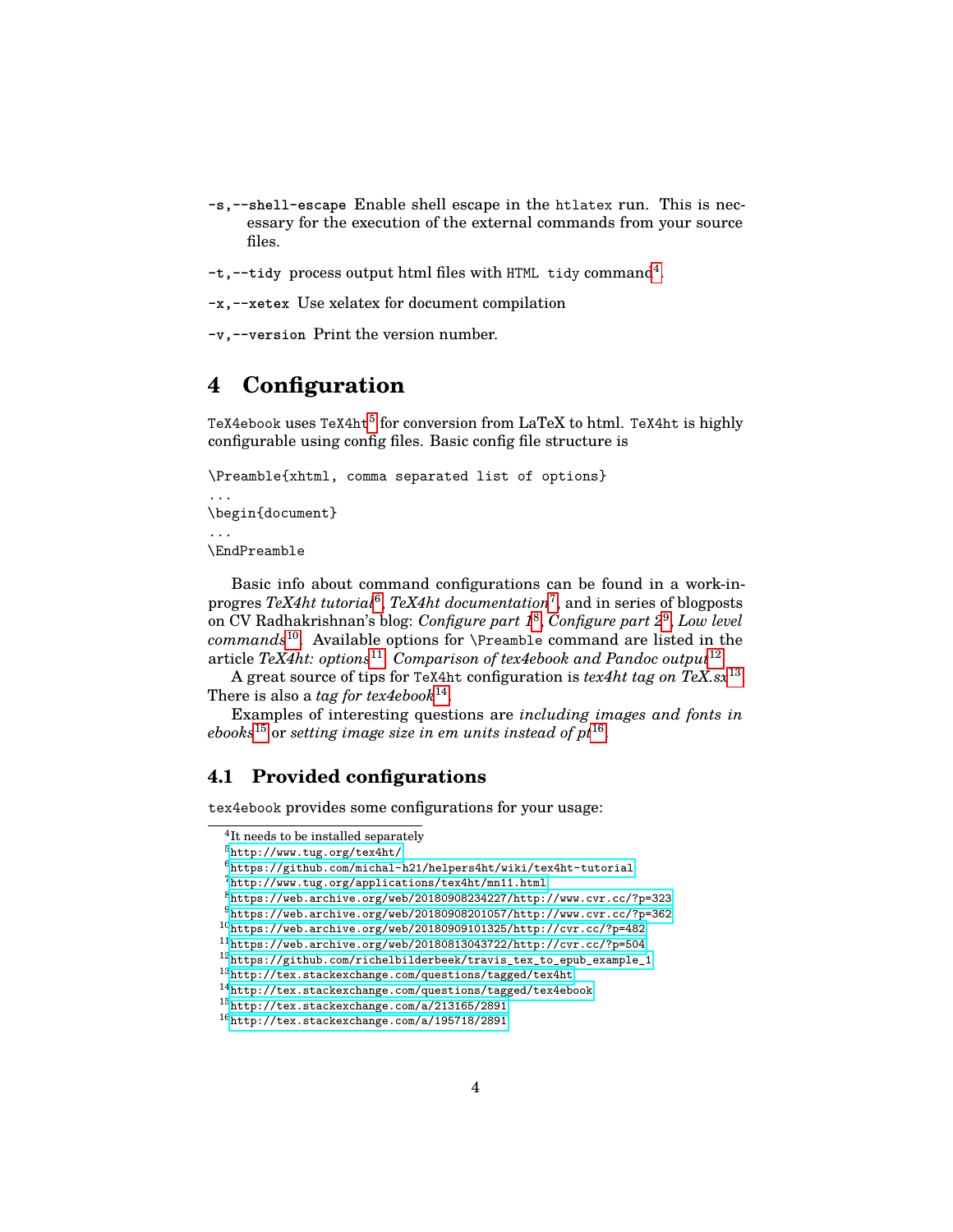**-s,--shell-escape** Enable shell escape in the `htlatex` run. This is necessary for the execution of the external commands from your source files.

**-t,--tidy** process output html files with `HTML tidy` command[4].

**-x,--xetex** Use xelatex for document compilation

**-v,--version** Print the version number.

# 4 Configuration

`TeX4ebook` uses `TeX4ht`[5] for conversion from LaTeX to html. `TeX4ht` is highly configurable using config files. Basic config file structure is

```
\Preamble{xhtml, comma separated list of options}
...
\begin{document}
...
\EndPreamble
```

Basic info about command configurations can be found in a work-in-progres *TeX4ht tutorial*[6], *TeX4ht documentation*[7], and in series of blogposts on CV Radhakrishnan's blog: *Configure part 1*[8], *Configure part 2*[9], *Low level commands*[10]. Available options for `\Preamble` command are listed in the article *TeX4ht: options*[11]. *Comparison of tex4ebook and Pandoc output*[12].

A great source of tips for `TeX4ht` configuration is *tex4ht tag on TeX.sx*[13]. There is also a *tag for tex4ebook*[14].

Examples of interesting questions are *including images and fonts in ebooks*[15] or *setting image size in em units instead of pt*[16].

## 4.1 Provided configurations

`tex4ebook` provides some configurations for your usage:

---

[4] It needs to be installed separately

[5] http://www.tug.org/tex4ht/

[6] https://github.com/michal-h21/helpers4ht/wiki/tex4ht-tutorial

[7] http://www.tug.org/applications/tex4ht/mn11.html

[8] https://web.archive.org/web/20180908234227/http://www.cvr.cc/?p=323

[9] https://web.archive.org/web/20180908201057/http://www.cvr.cc/?p=362

[10] https://web.archive.org/web/20180909101325/http://cvr.cc/?p=482

[11] https://web.archive.org/web/20180813043722/http://cvr.cc/?p=504

[12] https://github.com/richelbilderbeek/travis_tex_to_epub_example_1

[13] http://tex.stackexchange.com/questions/tagged/tex4ht

[14] http://tex.stackexchange.com/questions/tagged/tex4ebook

[15] http://tex.stackexchange.com/a/213165/2891

[16] http://tex.stackexchange.com/a/195718/2891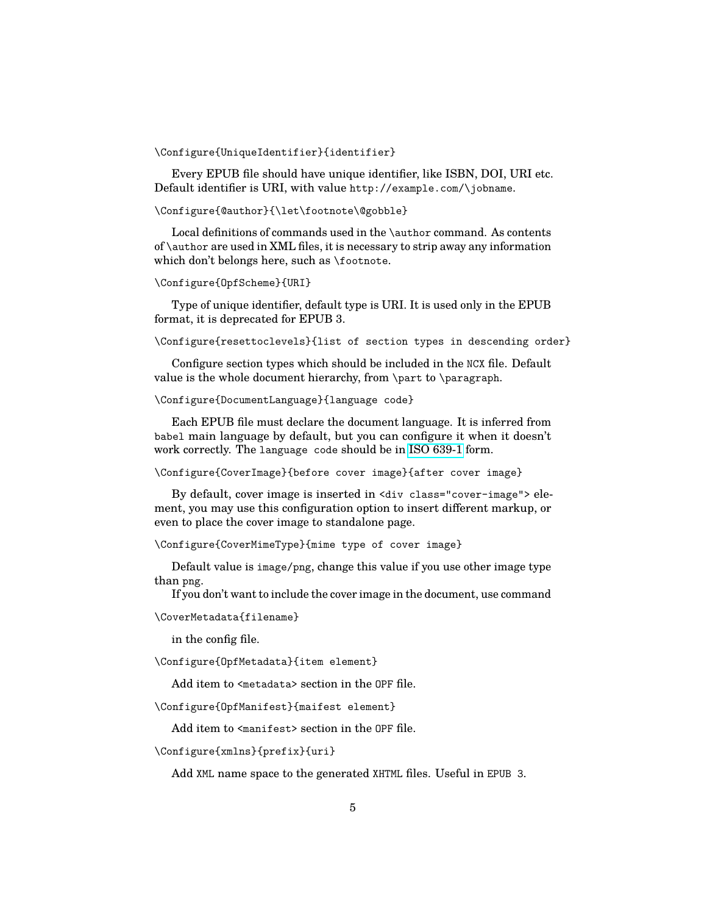```
\Configure{UniqueIdentifier}{identifier}
```

Every EPUB file should have unique identifier, like ISBN, DOI, URI etc. Default identifier is URI, with value `http://example.com/\jobname`.

```
\Configure{@author}{\let\footnote\@gobble}
```

Local definitions of commands used in the `\author` command. As contents of `\author` are used in XML files, it is necessary to strip away any information which don't belongs here, such as `\footnote`.

```
\Configure{OpfScheme}{URI}
```

Type of unique identifier, default type is URI. It is used only in the EPUB format, it is deprecated for EPUB 3.

```
\Configure{resettoclevels}{list of section types in descending order}
```

Configure section types which should be included in the `NCX` file. Default value is the whole document hierarchy, from `\part` to `\paragraph`.

```
\Configure{DocumentLanguage}{language code}
```

Each EPUB file must declare the document language. It is inferred from `babel` main language by default, but you can configure it when it doesn't work correctly. The `language code` should be in ISO 639-1 form.

```
\Configure{CoverImage}{before cover image}{after cover image}
```

By default, cover image is inserted in `<div class="cover-image">` element, you may use this configuration option to insert different markup, or even to place the cover image to standalone page.

```
\Configure{CoverMimeType}{mime type of cover image}
```

Default value is `image/png`, change this value if you use other image type than `png`.

If you don't want to include the cover image in the document, use command

```
\CoverMetadata{filename}
```

in the config file.

```
\Configure{OpfMetadata}{item element}
```

Add item to `<metadata>` section in the `OPF` file.

```
\Configure{OpfManifest}{maifest element}
```

Add item to `<manifest>` section in the `OPF` file.

```
\Configure{xmlns}{prefix}{uri}
```

Add `XML` name space to the generated `XHTML` files. Useful in `EPUB 3`.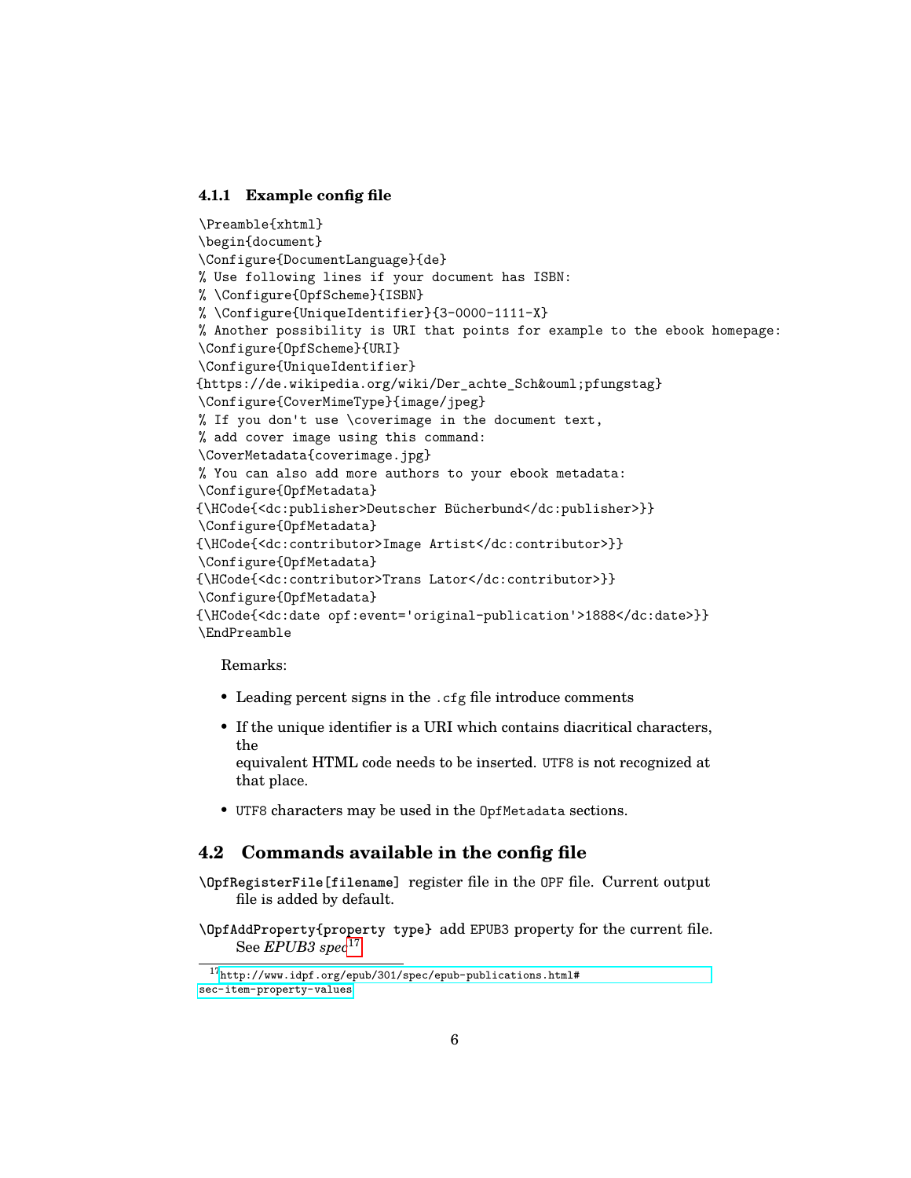### 4.1.1 Example config file

```
\Preamble{xhtml}
\begin{document}
\Configure{DocumentLanguage}{de}
% Use following lines if your document has ISBN:
% \Configure{OpfScheme}{ISBN}
% \Configure{UniqueIdentifier}{3-0000-1111-X}
% Another possibility is URI that points for example to the ebook homepage:
\Configure{OpfScheme}{URI}
\Configure{UniqueIdentifier}
{https://de.wikipedia.org/wiki/Der_achte_Sch&ouml;pfungstag}
\Configure{CoverMimeType}{image/jpeg}
% If you don't use \coverimage in the document text,
% add cover image using this command:
\CoverMetadata{coverimage.jpg}
% You can also add more authors to your ebook metadata:
\Configure{OpfMetadata}
{\HCode{<dc:publisher>Deutscher Bücherbund</dc:publisher>}}
\Configure{OpfMetadata}
{\HCode{<dc:contributor>Image Artist</dc:contributor>}}
\Configure{OpfMetadata}
{\HCode{<dc:contributor>Trans Lator</dc:contributor>}}
\Configure{OpfMetadata}
{\HCode{<dc:date opf:event='original-publication'>1888</dc:date>}}
\EndPreamble
```

Remarks:

- Leading percent signs in the `.cfg` file introduce comments
- If the unique identifier is a URI which contains diacritical characters, the
  equivalent HTML code needs to be inserted. `UTF8` is not recognized at that place.
- `UTF8` characters may be used in the `OpfMetadata` sections.

## 4.2 Commands available in the config file

**`\OpfRegisterFile[filename]`** register file in the `OPF` file. Current output file is added by default.

**`\OpfAddProperty{property type}`** add `EPUB3` property for the current file. See *EPUB3 spec*[17]

[17] http://www.idpf.org/epub/301/spec/epub-publications.html#sec-item-property-values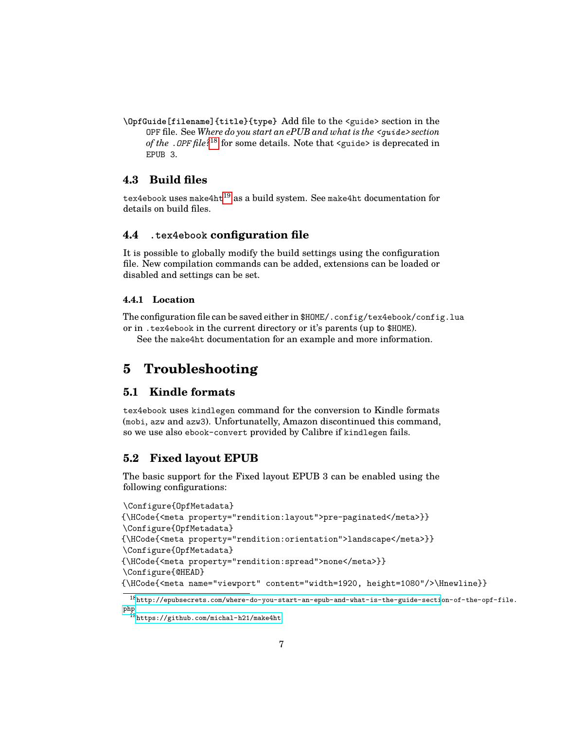**\OpfGuide[filename]{title}{type}** Add file to the `<guide>` section in the OPF file. See *Where do you start an ePUB and what is the `<guide>` section of the `.OPF` file?*[18] for some details. Note that `<guide>` is deprecated in EPUB 3.

## 4.3 Build files

`tex4ebook` uses `make4ht`[19] as a build system. See `make4ht` documentation for details on build files.

## 4.4 `.tex4ebook` configuration file

It is possible to globally modify the build settings using the configuration file. New compilation commands can be added, extensions can be loaded or disabled and settings can be set.

### 4.4.1 Location

The configuration file can be saved either in `$HOME/.config/tex4ebook/config.lua` or in `.tex4ebook` in the current directory or it's parents (up to `$HOME`).

See the `make4ht` documentation for an example and more information.

# 5 Troubleshooting

## 5.1 Kindle formats

`tex4ebook` uses `kindlegen` command for the conversion to Kindle formats (`mobi`, `azw` and `azw3`). Unfortunatelly, Amazon discontinued this command, so we use also `ebook-convert` provided by Calibre if `kindlegen` fails.

## 5.2 Fixed layout EPUB

The basic support for the Fixed layout EPUB 3 can be enabled using the following configurations:

```
\Configure{OpfMetadata}
{\HCode{<meta property="rendition:layout">pre-paginated</meta>}}
\Configure{OpfMetadata}
{\HCode{<meta property="rendition:orientation">landscape</meta>}}
\Configure{OpfMetadata}
{\HCode{<meta property="rendition:spread">none</meta>}}
\Configure{@HEAD}
{\HCode{<meta name="viewport" content="width=1920, height=1080"/>\Hnewline}}
```

---

[18] http://epubsecrets.com/where-do-you-start-an-epub-and-what-is-the-guide-section-of-the-opf-file.php

[19] https://github.com/michal-h21/make4ht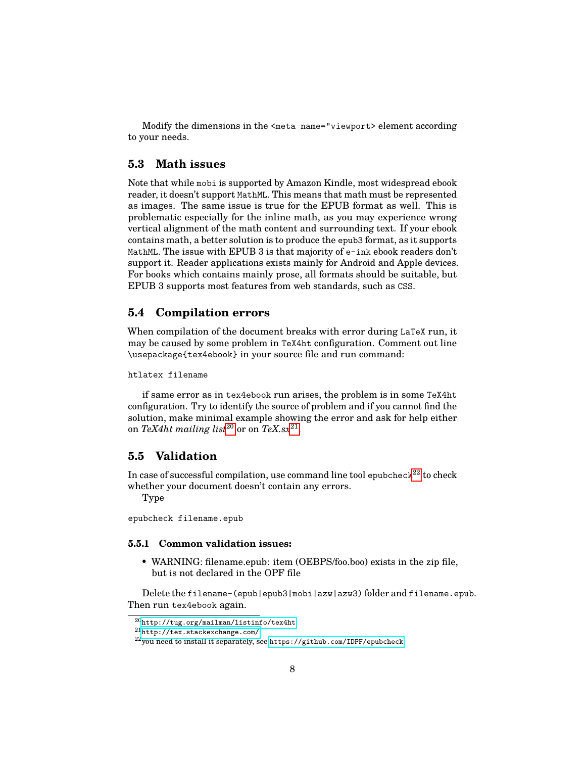Modify the dimensions in the `<meta name="viewport>` element according to your needs.

## 5.3 Math issues

Note that while `mobi` is supported by Amazon Kindle, most widespread ebook reader, it doesn't support `MathML`. This means that math must be represented as images. The same issue is true for the EPUB format as well. This is problematic especially for the inline math, as you may experience wrong vertical alignment of the math content and surrounding text. If your ebook contains math, a better solution is to produce the `epub3` format, as it supports `MathML`. The issue with EPUB 3 is that majority of `e-ink` ebook readers don't support it. Reader applications exists mainly for Android and Apple devices. For books which contains mainly prose, all formats should be suitable, but EPUB 3 supports most features from web standards, such as `CSS`.

## 5.4 Compilation errors

When compilation of the document breaks with error during `LaTeX` run, it may be caused by some problem in `TeX4ht` configuration. Comment out line `\usepackage{tex4ebook}` in your source file and run command:

```
htlatex filename
```

if same error as in `tex4ebook` run arises, the problem is in some `TeX4ht` configuration. Try to identify the source of problem and if you cannot find the solution, make minimal example showing the error and ask for help either on *TeX4ht mailing list*[20] or on *TeX.sx*[21].

## 5.5 Validation

In case of successful compilation, use command line tool `epubcheck`[22] to check whether your document doesn't contain any errors.

Type

```
epubcheck filename.epub
```

### 5.5.1 Common validation issues:

- WARNING: filename.epub: item (OEBPS/foo.boo) exists in the zip file, but is not declared in the OPF file

Delete the `filename-(epub|epub3|mobi|azw|azw3)` folder and `filename.epub`. Then run `tex4ebook` again.

---

[20] `http://tug.org/mailman/listinfo/tex4ht`

[21] `http://tex.stackexchange.com/`

[22] you need to install it separately, see `https://github.com/IDPF/epubcheck`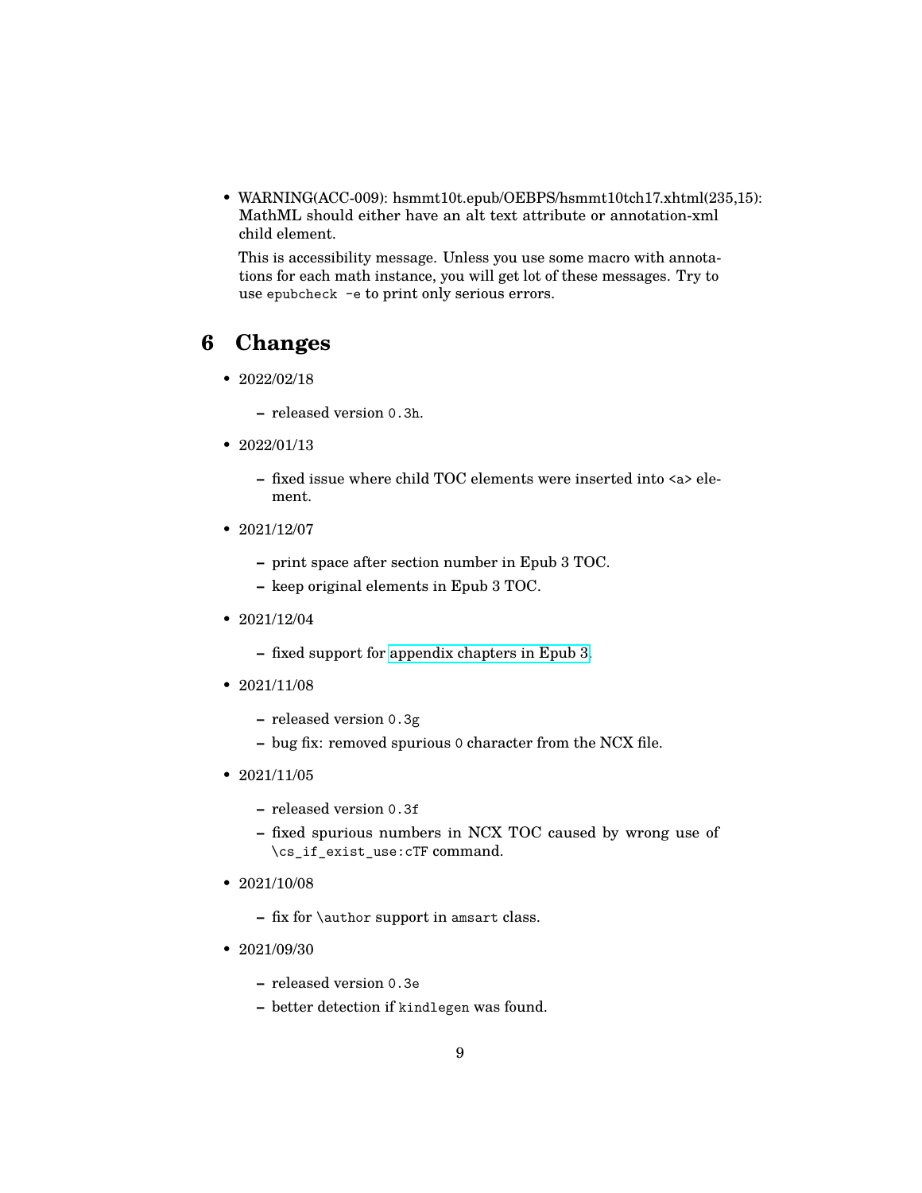- WARNING(ACC-009): hsmmt10t.epub/OEBPS/hsmmt10tch17.xhtml(235,15): MathML should either have an alt text attribute or annotation-xml child element.

  This is accessibility message. Unless you use some macro with annotations for each math instance, you will get lot of these messages. Try to use `epubcheck -e` to print only serious errors.

# 6 Changes

- 2022/02/18
  - released version `0.3h`.
- 2022/01/13
  - fixed issue where child TOC elements were inserted into `<a>` element.
- 2021/12/07
  - print space after section number in Epub 3 TOC.
  - keep original elements in Epub 3 TOC.
- 2021/12/04
  - fixed support for appendix chapters in Epub 3.
- 2021/11/08
  - released version `0.3g`
  - bug fix: removed spurious `0` character from the NCX file.
- 2021/11/05
  - released version `0.3f`
  - fixed spurious numbers in NCX TOC caused by wrong use of `\cs_if_exist_use:cTF` command.
- 2021/10/08
  - fix for `\author` support in `amsart` class.
- 2021/09/30
  - released version `0.3e`
  - better detection if `kindlegen` was found.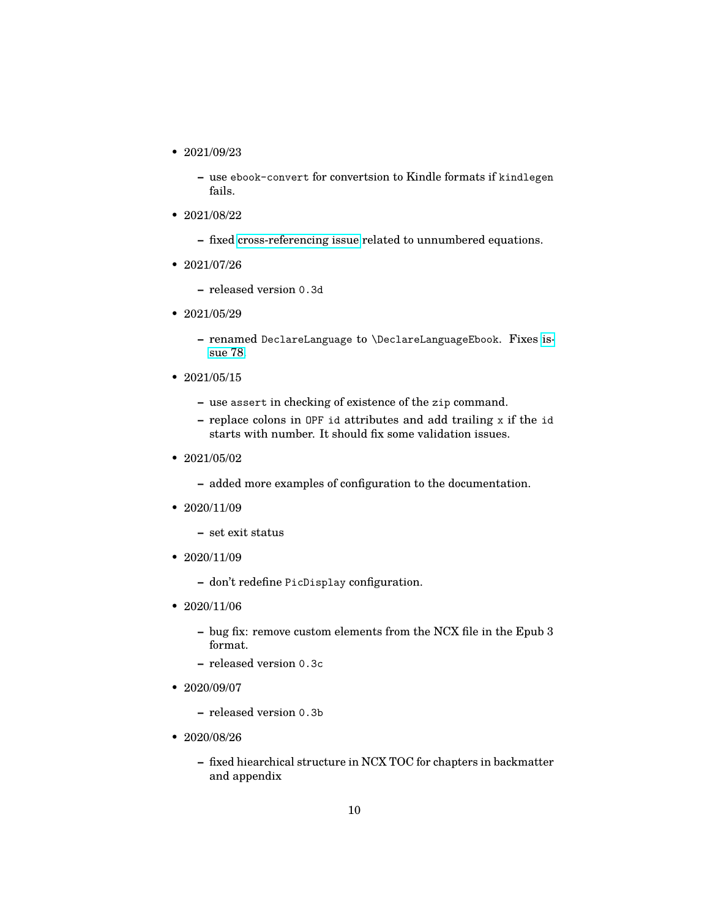- 2021/09/23
  - use `ebook-convert` for convertsion to Kindle formats if `kindlegen` fails.
- 2021/08/22
  - fixed cross-referencing issue related to unnumbered equations.
- 2021/07/26
  - released version `0.3d`
- 2021/05/29
  - renamed `DeclareLanguage` to `\DeclareLanguageEbook`. Fixes issue 78.
- 2021/05/15
  - use `assert` in checking of existence of the `zip` command.
  - replace colons in `OPF` `id` attributes and add trailing `x` if the `id` starts with number. It should fix some validation issues.
- 2021/05/02
  - added more examples of configuration to the documentation.
- 2020/11/09
  - set exit status
- 2020/11/09
  - don't redefine `PicDisplay` configuration.
- 2020/11/06
  - bug fix: remove custom elements from the NCX file in the Epub 3 format.
  - released version `0.3c`
- 2020/09/07
  - released version `0.3b`
- 2020/08/26
  - fixed hiearchical structure in NCX TOC for chapters in backmatter and appendix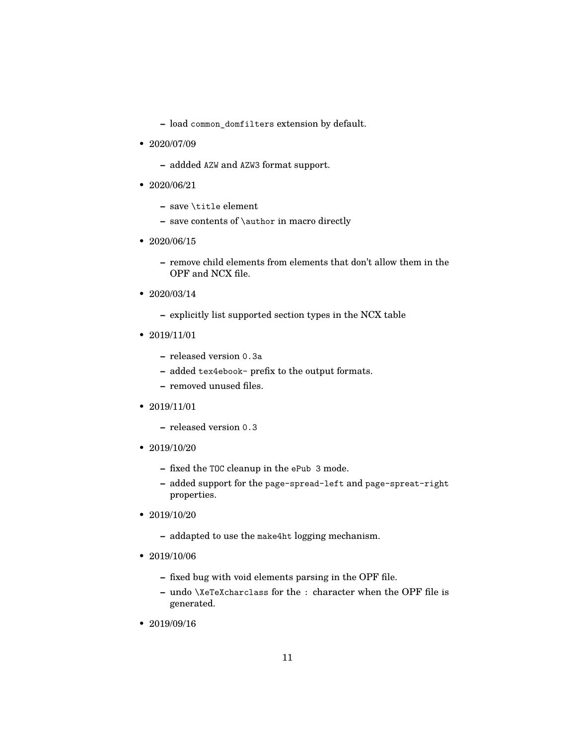- load `common_domfilters` extension by default.
- 2020/07/09
  - addded `AZW` and `AZW3` format support.
- 2020/06/21
  - save `\title` element
  - save contents of `\author` in macro directly
- 2020/06/15
  - remove child elements from elements that don't allow them in the OPF and NCX file.
- 2020/03/14
  - explicitly list supported section types in the NCX table
- 2019/11/01
  - released version `0.3a`
  - added `tex4ebook-` prefix to the output formats.
  - removed unused files.
- 2019/11/01
  - released version `0.3`
- 2019/10/20
  - fixed the `TOC` cleanup in the `ePub 3` mode.
  - added support for the `page-spread-left` and `page-spreat-right` properties.
- 2019/10/20
  - addapted to use the `make4ht` logging mechanism.
- 2019/10/06
  - fixed bug with void elements parsing in the OPF file.
  - undo `\XeTeXcharclass` for the `:` character when the OPF file is generated.
- 2019/09/16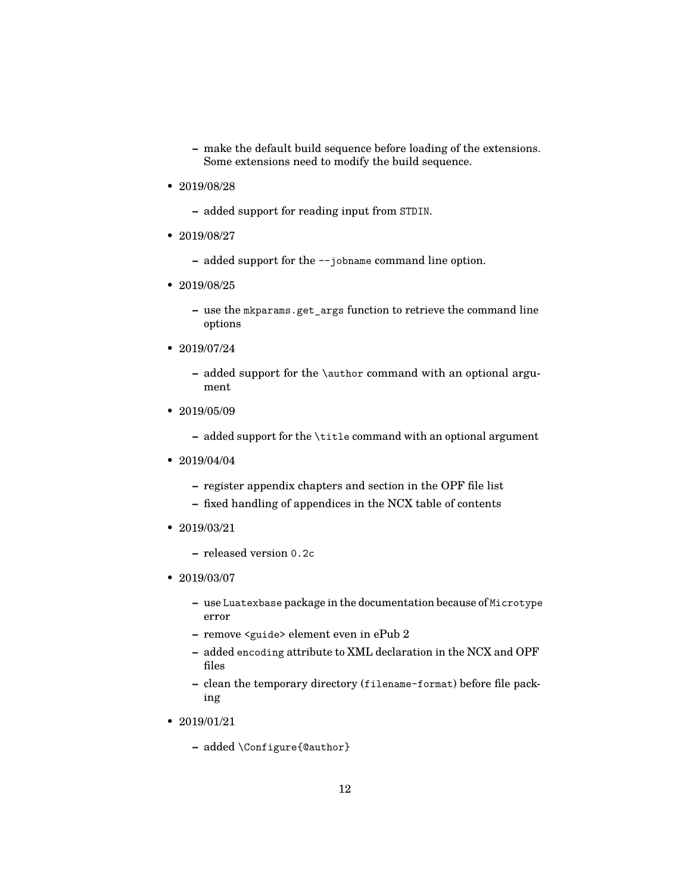- make the default build sequence before loading of the extensions. Some extensions need to modify the build sequence.

- 2019/08/28
  - added support for reading input from `STDIN`.

- 2019/08/27
  - added support for the `--jobname` command line option.

- 2019/08/25
  - use the `mkparams.get_args` function to retrieve the command line options

- 2019/07/24
  - added support for the `\author` command with an optional argument

- 2019/05/09
  - added support for the `\title` command with an optional argument

- 2019/04/04
  - register appendix chapters and section in the OPF file list
  - fixed handling of appendices in the NCX table of contents

- 2019/03/21
  - released version `0.2c`

- 2019/03/07
  - use `Luatexbase` package in the documentation because of `Microtype` error
  - remove `<guide>` element even in ePub 2
  - added `encoding` attribute to XML declaration in the NCX and OPF files
  - clean the temporary directory (`filename-format`) before file packing

- 2019/01/21
  - added `\Configure{@author}`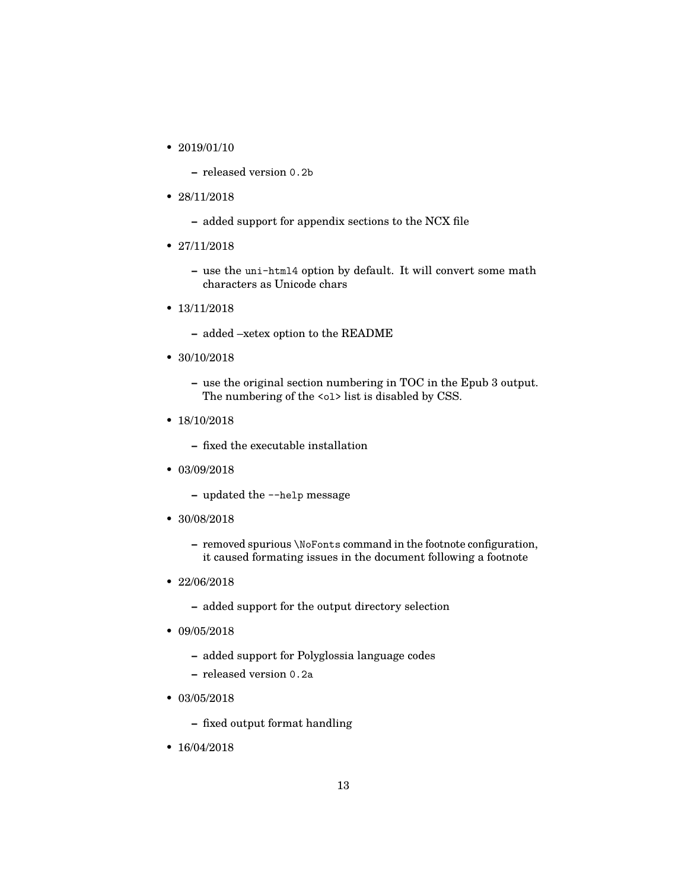- 2019/01/10
  - released version `0.2b`
- 28/11/2018
  - added support for appendix sections to the NCX file
- 27/11/2018
  - use the `uni-html4` option by default. It will convert some math characters as Unicode chars
- 13/11/2018
  - added –xetex option to the README
- 30/10/2018
  - use the original section numbering in TOC in the Epub 3 output. The numbering of the `<ol>` list is disabled by CSS.
- 18/10/2018
  - fixed the executable installation
- 03/09/2018
  - updated the `--help` message
- 30/08/2018
  - removed spurious `\NoFonts` command in the footnote configuration, it caused formating issues in the document following a footnote
- 22/06/2018
  - added support for the output directory selection
- 09/05/2018
  - added support for Polyglossia language codes
  - released version `0.2a`
- 03/05/2018
  - fixed output format handling
- 16/04/2018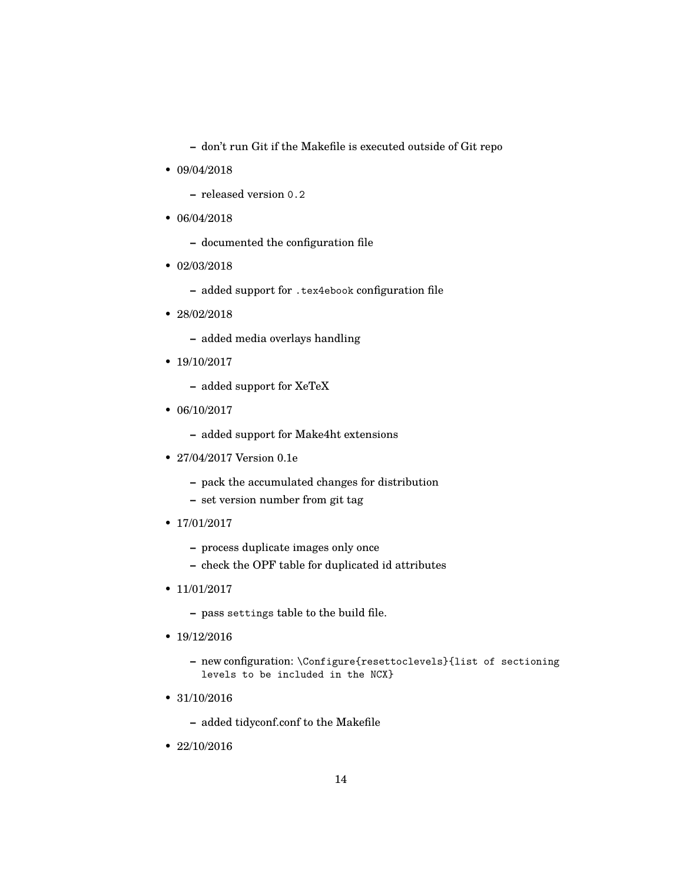- don't run Git if the Makefile is executed outside of Git repo

- 09/04/2018
  - released version `0.2`
- 06/04/2018
  - documented the configuration file
- 02/03/2018
  - added support for `.tex4ebook` configuration file
- 28/02/2018
  - added media overlays handling
- 19/10/2017
  - added support for XeTeX
- 06/10/2017
  - added support for Make4ht extensions
- 27/04/2017 Version 0.1e
  - pack the accumulated changes for distribution
  - set version number from git tag
- 17/01/2017
  - process duplicate images only once
  - check the OPF table for duplicated id attributes
- 11/01/2017
  - pass `settings` table to the build file.
- 19/12/2016
  - new configuration: `\Configure{resettoclevels}{list of sectioning levels to be included in the NCX}`
- 31/10/2016
  - added tidyconf.conf to the Makefile
- 22/10/2016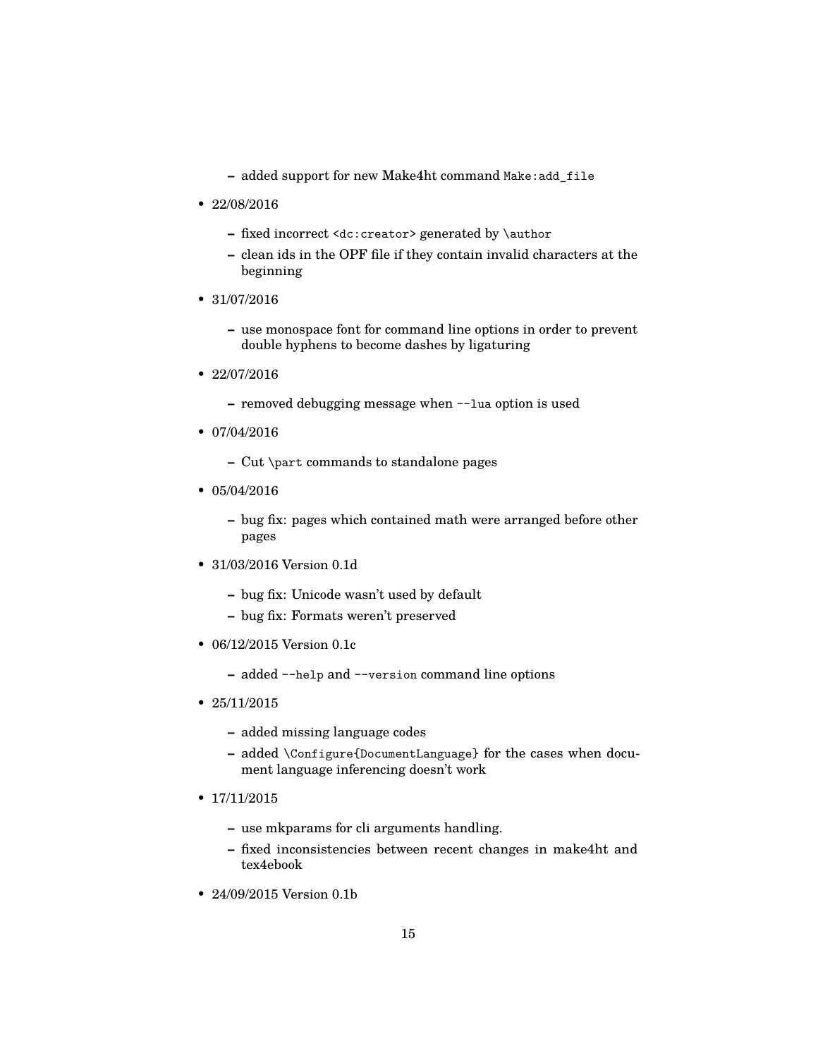- added support for new Make4ht command `Make:add_file`

- 22/08/2016
  - fixed incorrect `<dc:creator>` generated by `\author`
  - clean ids in the OPF file if they contain invalid characters at the beginning

- 31/07/2016
  - use monospace font for command line options in order to prevent double hyphens to become dashes by ligaturing

- 22/07/2016
  - removed debugging message when `--lua` option is used

- 07/04/2016
  - Cut `\part` commands to standalone pages

- 05/04/2016
  - bug fix: pages which contained math were arranged before other pages

- 31/03/2016 Version 0.1d
  - bug fix: Unicode wasn't used by default
  - bug fix: Formats weren't preserved

- 06/12/2015 Version 0.1c
  - added `--help` and `--version` command line options

- 25/11/2015
  - added missing language codes
  - added `\Configure{DocumentLanguage}` for the cases when document language inferencing doesn't work

- 17/11/2015
  - use mkparams for cli arguments handling.
  - fixed inconsistencies between recent changes in make4ht and tex4ebook

- 24/09/2015 Version 0.1b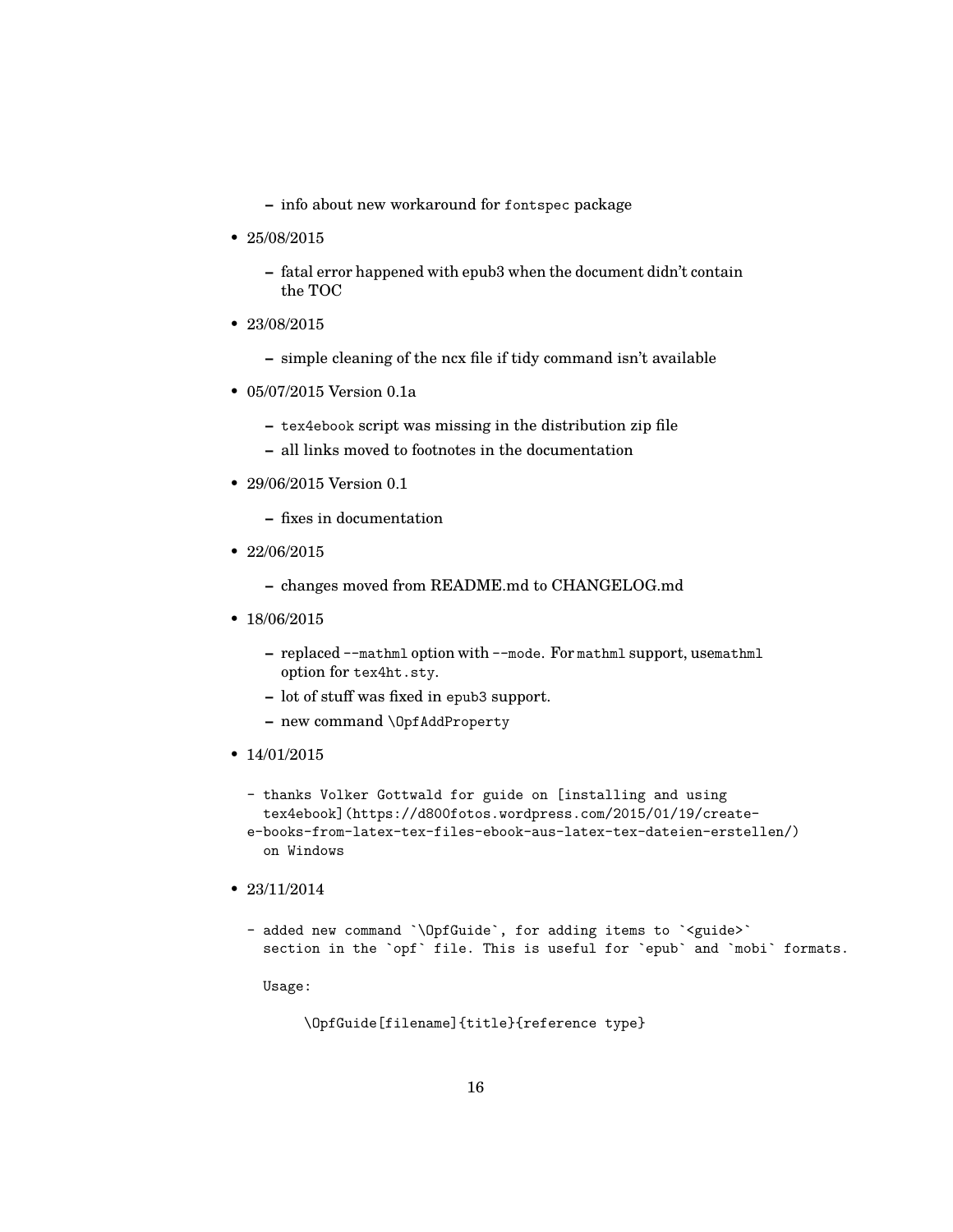- info about new workaround for `fontspec` package

- 25/08/2015

  - fatal error happened with epub3 when the document didn't contain the TOC

- 23/08/2015

  - simple cleaning of the ncx file if tidy command isn't available

- 05/07/2015 Version 0.1a

  - `tex4ebook` script was missing in the distribution zip file
  - all links moved to footnotes in the documentation

- 29/06/2015 Version 0.1

  - fixes in documentation

- 22/06/2015

  - changes moved from README.md to CHANGELOG.md

- 18/06/2015

  - replaced `--mathml` option with `--mode`. For `mathml` support, use`mathml` option for `tex4ht.sty`.
  - lot of stuff was fixed in `epub3` support.
  - new command `\OpfAddProperty`

- 14/01/2015

  ```
  - thanks Volker Gottwald for guide on [installing and using
    tex4ebook](https://d800fotos.wordpress.com/2015/01/19/create-
  e-books-from-latex-tex-files-ebook-aus-latex-tex-dateien-erstellen/)
    on Windows
  ```

- 23/11/2014

  ```
  - added new command `\OpfGuide`, for adding items to `<guide>`
    section in the `opf` file. This is useful for `epub` and `mobi` formats.

    Usage:

        \OpfGuide[filename]{title}{reference type}
  ```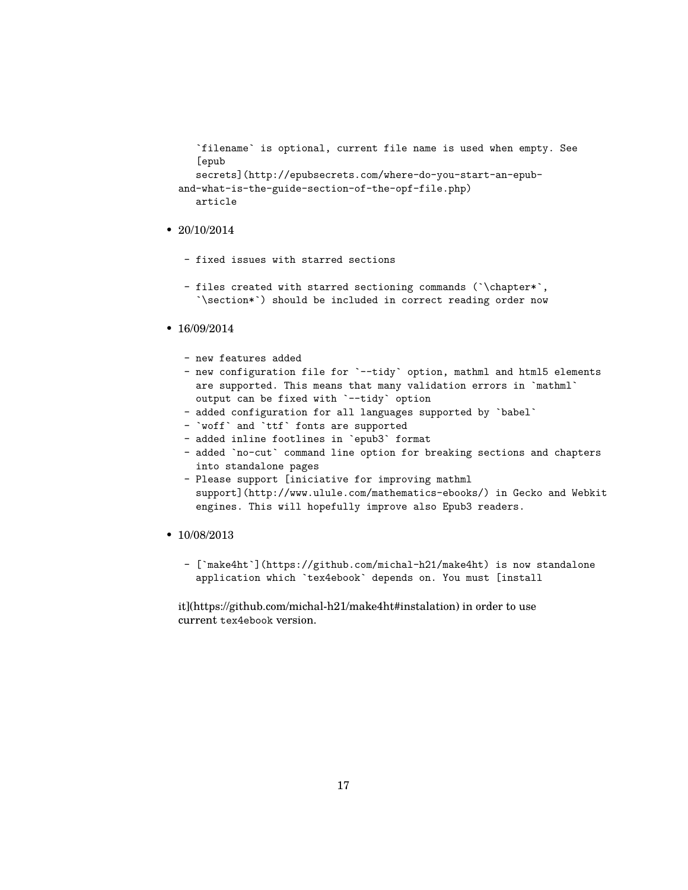```
`filename` is optional, current file name is used when empty. See
[epub
secrets](http://epubsecrets.com/where-do-you-start-an-epub-
and-what-is-the-guide-section-of-the-opf-file.php)
article
```

- 20/10/2014

  ```
  - fixed issues with starred sections

  - files created with starred sectioning commands (`\chapter*`,
    `\section*`) should be included in correct reading order now
  ```

- 16/09/2014

  ```
  - new features added
  - new configuration file for `--tidy` option, mathml and html5 elements
    are supported. This means that many validation errors in `mathml`
    output can be fixed with `--tidy` option
  - added configuration for all languages supported by `babel`
  - `woff` and `ttf` fonts are supported
  - added inline footlines in `epub3` format
  - added `no-cut` command line option for breaking sections and chapters
    into standalone pages
  - Please support [iniciative for improving mathml
    support](http://www.ulule.com/mathematics-ebooks/) in Gecko and Webkit
    engines. This will hopefully improve also Epub3 readers.
  ```

- 10/08/2013

  ```
  - [`make4ht`](https://github.com/michal-h21/make4ht) is now standalone
    application which `tex4ebook` depends on. You must [install
  ```

  it](https://github.com/michal-h21/make4ht#instalation) in order to use current `tex4ebook` version.